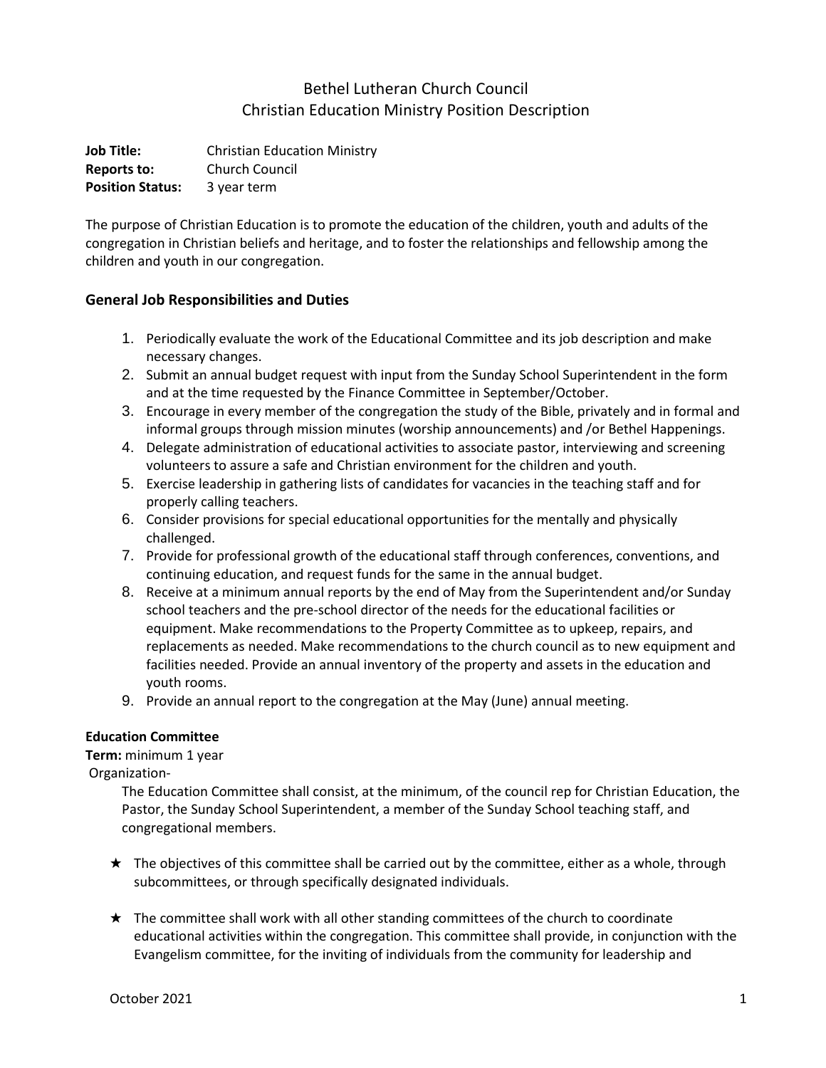# Bethel Lutheran Church Council
# Christian Education Ministry Position Description

**Job Title:** Christian Education Ministry
**Reports to:** Church Council
**Position Status:** 3 year term

The purpose of Christian Education is to promote the education of the children, youth and adults of the congregation in Christian beliefs and heritage, and to foster the relationships and fellowship among the children and youth in our congregation.

## General Job Responsibilities and Duties

1. Periodically evaluate the work of the Educational Committee and its job description and make necessary changes.
2. Submit an annual budget request with input from the Sunday School Superintendent in the form and at the time requested by the Finance Committee in September/October.
3. Encourage in every member of the congregation the study of the Bible, privately and in formal and informal groups through mission minutes (worship announcements) and /or Bethel Happenings.
4. Delegate administration of educational activities to associate pastor, interviewing and screening volunteers to assure a safe and Christian environment for the children and youth.
5. Exercise leadership in gathering lists of candidates for vacancies in the teaching staff and for properly calling teachers.
6. Consider provisions for special educational opportunities for the mentally and physically challenged.
7. Provide for professional growth of the educational staff through conferences, conventions, and continuing education, and request funds for the same in the annual budget.
8. Receive at a minimum annual reports by the end of May from the Superintendent and/or Sunday school teachers and the pre-school director of the needs for the educational facilities or equipment. Make recommendations to the Property Committee as to upkeep, repairs, and replacements as needed. Make recommendations to the church council as to new equipment and facilities needed. Provide an annual inventory of the property and assets in the education and youth rooms.
9. Provide an annual report to the congregation at the May (June) annual meeting.

**Education Committee**

**Term:** minimum 1 year

Organization-

The Education Committee shall consist, at the minimum, of the council rep for Christian Education, the Pastor, the Sunday School Superintendent, a member of the Sunday School teaching staff, and congregational members.

- ★ The objectives of this committee shall be carried out by the committee, either as a whole, through subcommittees, or through specifically designated individuals.
- ★ The committee shall work with all other standing committees of the church to coordinate educational activities within the congregation. This committee shall provide, in conjunction with the Evangelism committee, for the inviting of individuals from the community for leadership and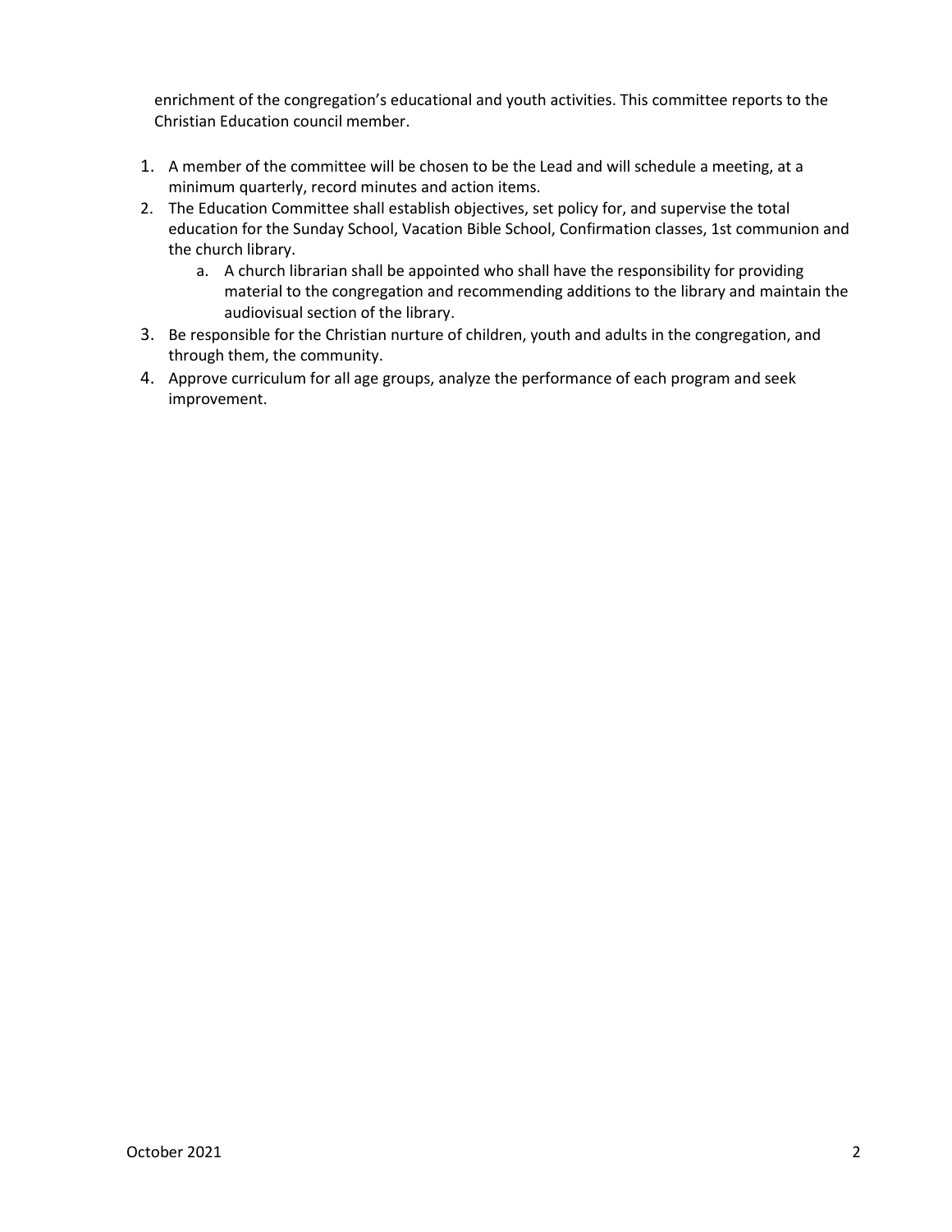enrichment of the congregation's educational and youth activities. This committee reports to the Christian Education council member.

1. A member of the committee will be chosen to be the Lead and will schedule a meeting, at a minimum quarterly, record minutes and action items.
2. The Education Committee shall establish objectives, set policy for, and supervise the total education for the Sunday School, Vacation Bible School, Confirmation classes, 1st communion and the church library.
   a. A church librarian shall be appointed who shall have the responsibility for providing material to the congregation and recommending additions to the library and maintain the audiovisual section of the library.
3. Be responsible for the Christian nurture of children, youth and adults in the congregation, and through them, the community.
4. Approve curriculum for all age groups, analyze the performance of each program and seek improvement.